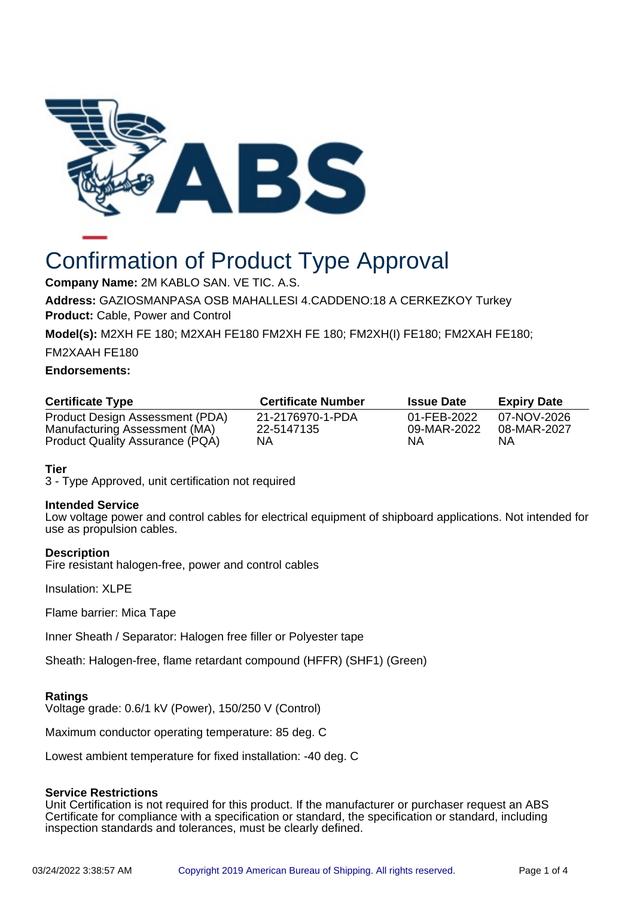# Confirmation of Product Type Approval

**Company Name:** 2M KABLO SAN. VE TIC. A.S.

**Address:** GAZIOSMANPASA OSB MAHALLESI 4.CADDENO:18 A CERKEZKOY Turkey

**Product:** Cable, Power and Control

**Model(s):** M2XH FE 180; M2XAH FE180 FM2XH FE 180; FM2XH(I) FE180; FM2XAH FE180; FM2XAAH FE180

**Endorsements:**

| Certificate Type | Certificate Number | Issue Date | Expiry Date |
|---|---|---|---|
| Product Design Assessment (PDA) | 21-2176970-1-PDA | 01-FEB-2022 | 07-NOV-2026 |
| Manufacturing Assessment (MA) | 22-5147135 | 09-MAR-2022 | 08-MAR-2027 |
| Product Quality Assurance (PQA) | NA | NA | NA |

**Tier**

3 - Type Approved, unit certification not required

**Intended Service**

Low voltage power and control cables for electrical equipment of shipboard applications. Not intended for use as propulsion cables.

**Description**

Fire resistant halogen-free, power and control cables

Insulation: XLPE

Flame barrier: Mica Tape

Inner Sheath / Separator: Halogen free filler or Polyester tape

Sheath: Halogen-free, flame retardant compound (HFFR) (SHF1) (Green)

**Ratings**

Voltage grade: 0.6/1 kV (Power), 150/250 V (Control)

Maximum conductor operating temperature: 85 deg. C

Lowest ambient temperature for fixed installation: -40 deg. C

**Service Restrictions**

Unit Certification is not required for this product. If the manufacturer or purchaser request an ABS Certificate for compliance with a specification or standard, the specification or standard, including inspection standards and tolerances, must be clearly defined.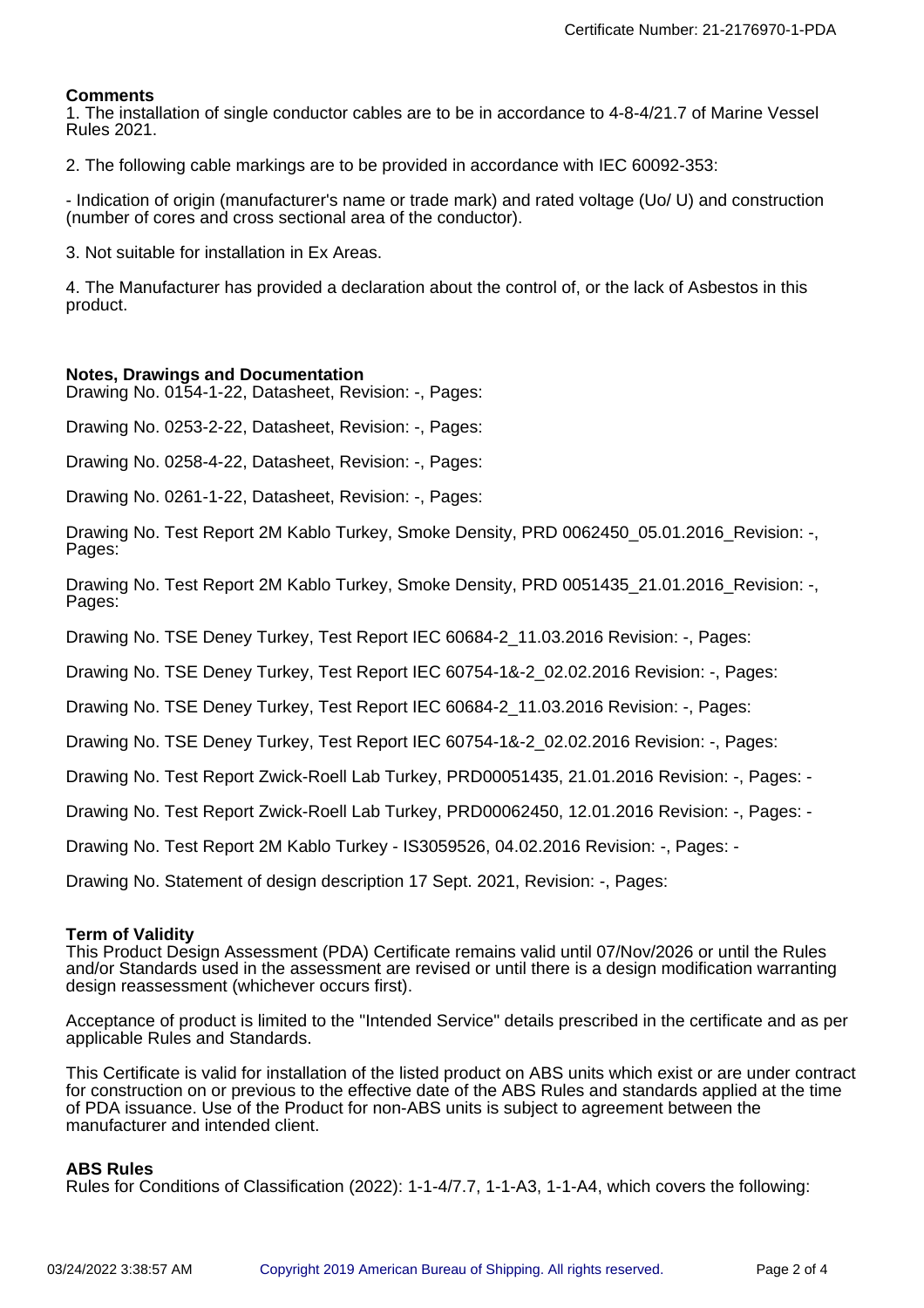## Comments

1. The installation of single conductor cables are to be in accordance to 4-8-4/21.7 of Marine Vessel Rules 2021.

2. The following cable markings are to be provided in accordance with IEC 60092-353:

- Indication of origin (manufacturer's name or trade mark) and rated voltage (Uo/ U) and construction (number of cores and cross sectional area of the conductor).

3. Not suitable for installation in Ex Areas.

4. The Manufacturer has provided a declaration about the control of, or the lack of Asbestos in this product.

## Notes, Drawings and Documentation

Drawing No. 0154-1-22, Datasheet, Revision: -, Pages:

Drawing No. 0253-2-22, Datasheet, Revision: -, Pages:

Drawing No. 0258-4-22, Datasheet, Revision: -, Pages:

Drawing No. 0261-1-22, Datasheet, Revision: -, Pages:

Drawing No. Test Report 2M Kablo Turkey, Smoke Density, PRD 0062450_05.01.2016_Revision: -, Pages:

Drawing No. Test Report 2M Kablo Turkey, Smoke Density, PRD 0051435_21.01.2016_Revision: -, Pages:

Drawing No. TSE Deney Turkey, Test Report IEC 60684-2_11.03.2016 Revision: -, Pages:

Drawing No. TSE Deney Turkey, Test Report IEC 60754-1&-2_02.02.2016 Revision: -, Pages:

Drawing No. TSE Deney Turkey, Test Report IEC 60684-2_11.03.2016 Revision: -, Pages:

Drawing No. TSE Deney Turkey, Test Report IEC 60754-1&-2_02.02.2016 Revision: -, Pages:

Drawing No. Test Report Zwick-Roell Lab Turkey, PRD00051435, 21.01.2016 Revision: -, Pages: -

Drawing No. Test Report Zwick-Roell Lab Turkey, PRD00062450, 12.01.2016 Revision: -, Pages: -

Drawing No. Test Report 2M Kablo Turkey - IS3059526, 04.02.2016 Revision: -, Pages: -

Drawing No. Statement of design description 17 Sept. 2021, Revision: -, Pages:

## Term of Validity

This Product Design Assessment (PDA) Certificate remains valid until 07/Nov/2026 or until the Rules and/or Standards used in the assessment are revised or until there is a design modification warranting design reassessment (whichever occurs first).

Acceptance of product is limited to the "Intended Service" details prescribed in the certificate and as per applicable Rules and Standards.

This Certificate is valid for installation of the listed product on ABS units which exist or are under contract for construction on or previous to the effective date of the ABS Rules and standards applied at the time of PDA issuance. Use of the Product for non-ABS units is subject to agreement between the manufacturer and intended client.

## ABS Rules

Rules for Conditions of Classification (2022): 1-1-4/7.7, 1-1-A3, 1-1-A4, which covers the following: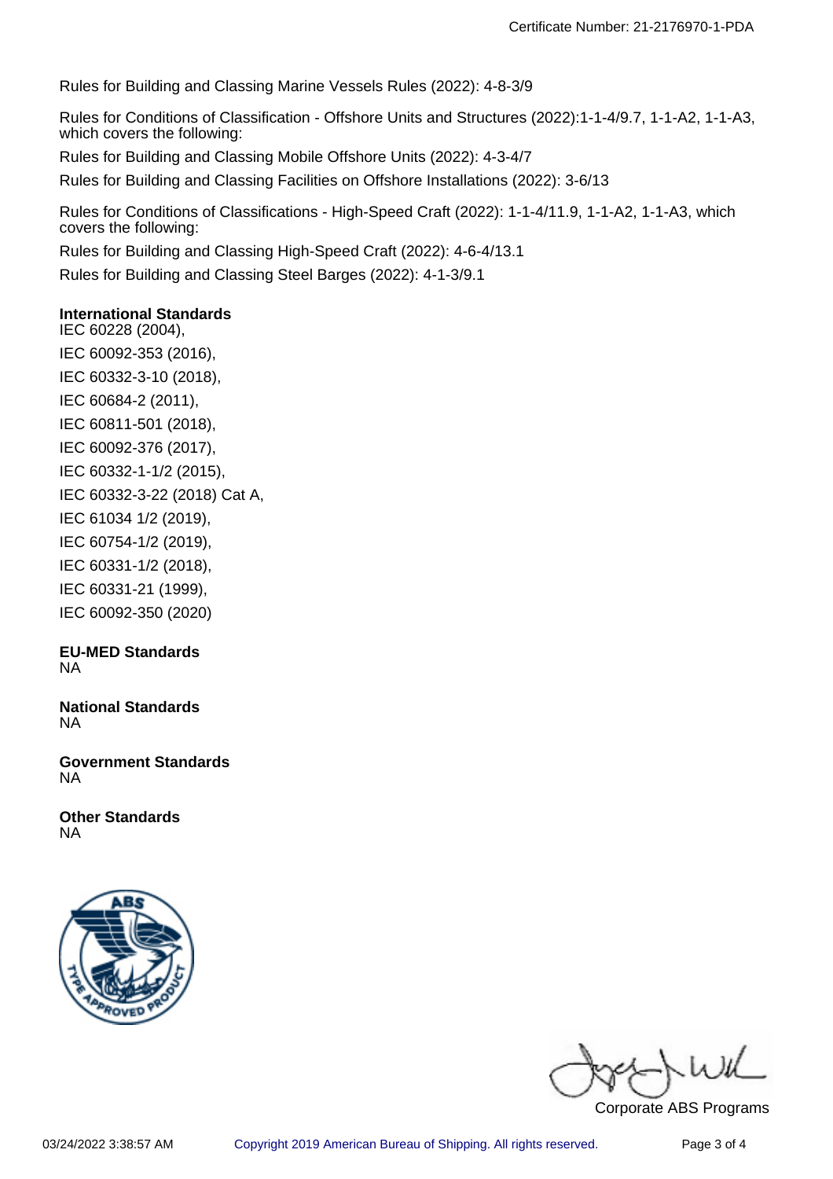Rules for Building and Classing Marine Vessels Rules (2022): 4-8-3/9

Rules for Conditions of Classification - Offshore Units and Structures (2022):1-1-4/9.7, 1-1-A2, 1-1-A3, which covers the following:

Rules for Building and Classing Mobile Offshore Units (2022): 4-3-4/7

Rules for Building and Classing Facilities on Offshore Installations (2022): 3-6/13

Rules for Conditions of Classifications - High-Speed Craft (2022): 1-1-4/11.9, 1-1-A2, 1-1-A3, which covers the following:

Rules for Building and Classing High-Speed Craft (2022): 4-6-4/13.1

Rules for Building and Classing Steel Barges (2022): 4-1-3/9.1

**International Standards**

IEC 60228 (2004),

IEC 60092-353 (2016),

IEC 60332-3-10 (2018),

IEC 60684-2 (2011),

IEC 60811-501 (2018),

IEC 60092-376 (2017),

IEC 60332-1-1/2 (2015),

IEC 60332-3-22 (2018) Cat A,

IEC 61034 1/2 (2019),

IEC 60754-1/2 (2019),

IEC 60331-1/2 (2018),

IEC 60331-21 (1999),

IEC 60092-350 (2020)

**EU-MED Standards**

NA

**National Standards**

NA

**Government Standards**

NA

**Other Standards**

NA

Corporate ABS Programs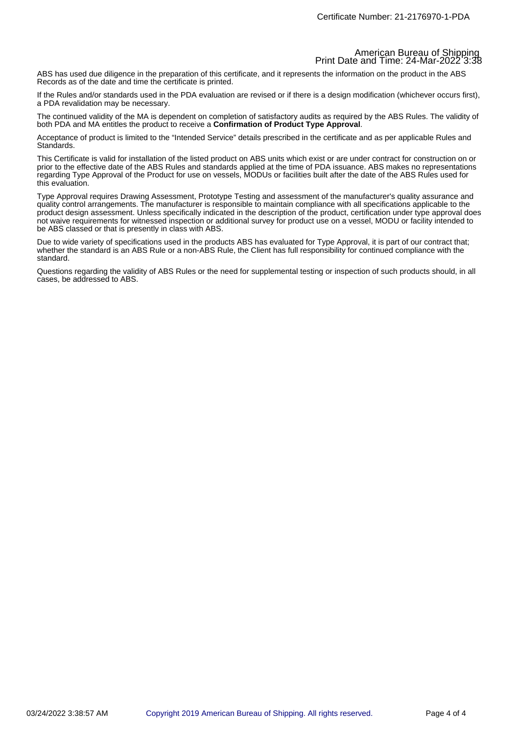ABS has used due diligence in the preparation of this certificate, and it represents the information on the product in the ABS Records as of the date and time the certificate is printed.

If the Rules and/or standards used in the PDA evaluation are revised or if there is a design modification (whichever occurs first), a PDA revalidation may be necessary.

The continued validity of the MA is dependent on completion of satisfactory audits as required by the ABS Rules. The validity of both PDA and MA entitles the product to receive a **Confirmation of Product Type Approval**.

Acceptance of product is limited to the "Intended Service" details prescribed in the certificate and as per applicable Rules and Standards.

This Certificate is valid for installation of the listed product on ABS units which exist or are under contract for construction on or prior to the effective date of the ABS Rules and standards applied at the time of PDA issuance. ABS makes no representations regarding Type Approval of the Product for use on vessels, MODUs or facilities built after the date of the ABS Rules used for this evaluation.

Type Approval requires Drawing Assessment, Prototype Testing and assessment of the manufacturer's quality assurance and quality control arrangements. The manufacturer is responsible to maintain compliance with all specifications applicable to the product design assessment. Unless specifically indicated in the description of the product, certification under type approval does not waive requirements for witnessed inspection or additional survey for product use on a vessel, MODU or facility intended to be ABS classed or that is presently in class with ABS.

Due to wide variety of specifications used in the products ABS has evaluated for Type Approval, it is part of our contract that; whether the standard is an ABS Rule or a non-ABS Rule, the Client has full responsibility for continued compliance with the standard.

Questions regarding the validity of ABS Rules or the need for supplemental testing or inspection of such products should, in all cases, be addressed to ABS.